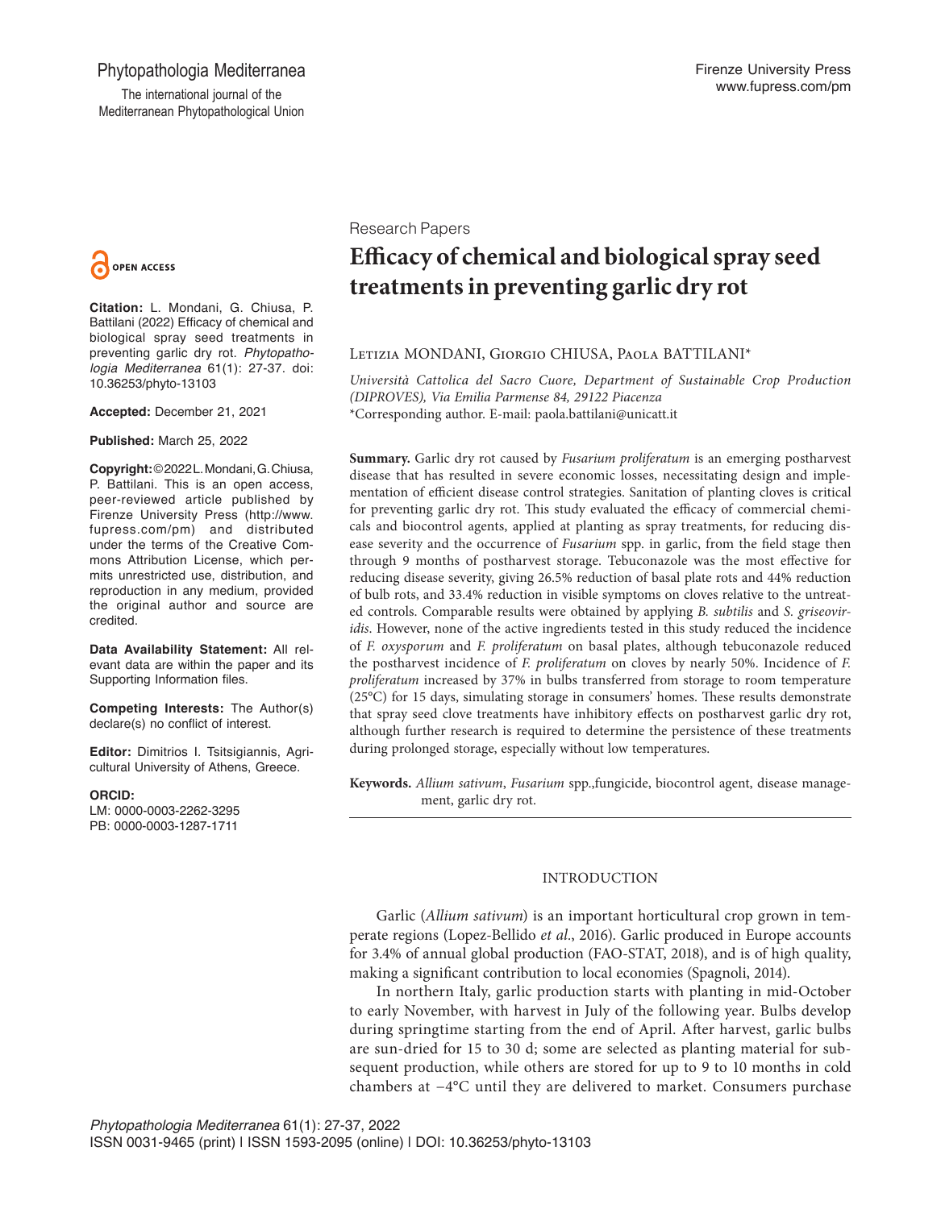Phytopathologia Mediterranea

The international journal of the Mediterranean Phytopathological Union

Firenze University Press
www.fupress.com/pm

OPEN ACCESS

**Citation:** L. Mondani, G. Chiusa, P. Battilani (2022) Efficacy of chemical and biological spray seed treatments in preventing garlic dry rot. *Phytopathologia Mediterranea* 61(1): 27-37. doi: 10.36253/phyto-13103

**Accepted:** December 21, 2021

**Published:** March 25, 2022

**Copyright:** ©2022 L. Mondani, G. Chiusa, P. Battilani. This is an open access, peer-reviewed article published by Firenze University Press (http://www.fupress.com/pm) and distributed under the terms of the Creative Commons Attribution License, which permits unrestricted use, distribution, and reproduction in any medium, provided the original author and source are credited.

**Data Availability Statement:** All relevant data are within the paper and its Supporting Information files.

**Competing Interests:** The Author(s) declare(s) no conflict of interest.

**Editor:** Dimitrios I. Tsitsigiannis, Agricultural University of Athens, Greece.

**ORCID:**
LM: 0000-0003-2262-3295
PB: 0000-0003-1287-1711

Research Papers

# Efficacy of chemical and biological spray seed treatments in preventing garlic dry rot

Letizia MONDANI, Giorgio CHIUSA, Paola BATTILANI*

*Università Cattolica del Sacro Cuore, Department of Sustainable Crop Production (DIPROVES), Via Emilia Parmense 84, 29122 Piacenza*
*Corresponding author. E-mail: paola.battilani@unicatt.it

**Summary.** Garlic dry rot caused by *Fusarium proliferatum* is an emerging postharvest disease that has resulted in severe economic losses, necessitating design and implementation of efficient disease control strategies. Sanitation of planting cloves is critical for preventing garlic dry rot. This study evaluated the efficacy of commercial chemicals and biocontrol agents, applied at planting as spray treatments, for reducing disease severity and the occurrence of *Fusarium* spp. in garlic, from the field stage then through 9 months of postharvest storage. Tebuconazole was the most effective for reducing disease severity, giving 26.5% reduction of basal plate rots and 44% reduction of bulb rots, and 33.4% reduction in visible symptoms on cloves relative to the untreated controls. Comparable results were obtained by applying *B. subtilis* and *S. griseoviridis*. However, none of the active ingredients tested in this study reduced the incidence of *F. oxysporum* and *F. proliferatum* on basal plates, although tebuconazole reduced the postharvest incidence of *F. proliferatum* on cloves by nearly 50%. Incidence of *F. proliferatum* increased by 37% in bulbs transferred from storage to room temperature (25°C) for 15 days, simulating storage in consumers' homes. These results demonstrate that spray seed clove treatments have inhibitory effects on postharvest garlic dry rot, although further research is required to determine the persistence of these treatments during prolonged storage, especially without low temperatures.

**Keywords.** *Allium sativum*, *Fusarium* spp.,fungicide, biocontrol agent, disease management, garlic dry rot.

## INTRODUCTION

Garlic (*Allium sativum*) is an important horticultural crop grown in temperate regions (Lopez-Bellido *et al*., 2016). Garlic produced in Europe accounts for 3.4% of annual global production (FAO-STAT, 2018), and is of high quality, making a significant contribution to local economies (Spagnoli, 2014).

In northern Italy, garlic production starts with planting in mid-October to early November, with harvest in July of the following year. Bulbs develop during springtime starting from the end of April. After harvest, garlic bulbs are sun-dried for 15 to 30 d; some are selected as planting material for subsequent production, while others are stored for up to 9 to 10 months in cold chambers at −4°C until they are delivered to market. Consumers purchase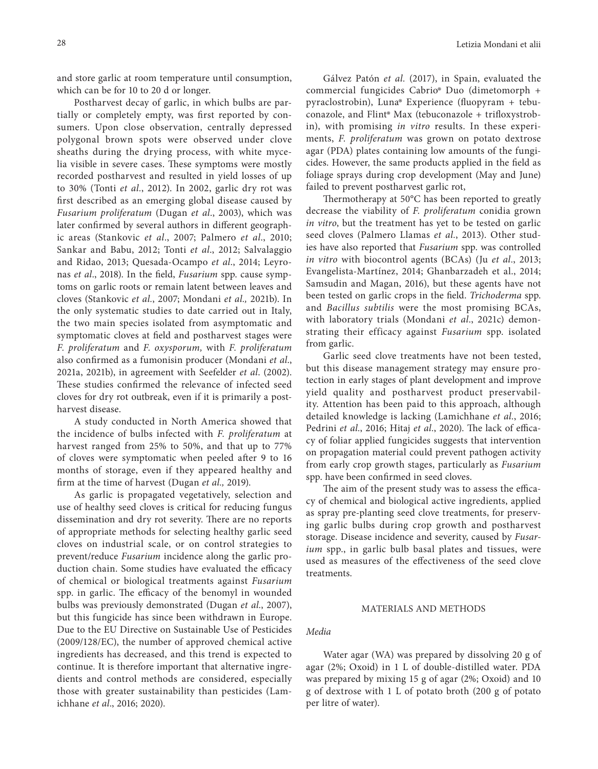and store garlic at room temperature until consumption, which can be for 10 to 20 d or longer.

Postharvest decay of garlic, in which bulbs are partially or completely empty, was first reported by consumers. Upon close observation, centrally depressed polygonal brown spots were observed under clove sheaths during the drying process, with white mycelia visible in severe cases. These symptoms were mostly recorded postharvest and resulted in yield losses of up to 30% (Tonti *et al*., 2012). In 2002, garlic dry rot was first described as an emerging global disease caused by *Fusarium proliferatum* (Dugan *et al*., 2003), which was later confirmed by several authors in different geographic areas (Stankovic *et al*., 2007; Palmero *et al*., 2010; Sankar and Babu, 2012; Tonti *et al*., 2012; Salvalaggio and Ridao, 2013; Quesada-Ocampo *et al*., 2014; Leyronas *et al*., 2018). In the field, *Fusarium* spp. cause symptoms on garlic roots or remain latent between leaves and cloves (Stankovic *et al*., 2007; Mondani *et al.,* 2021b). In the only systematic studies to date carried out in Italy, the two main species isolated from asymptomatic and symptomatic cloves at field and postharvest stages were *F. proliferatum* and *F. oxysporum,* with *F. proliferatum* also confirmed as a fumonisin producer (Mondani *et al*., 2021a, 2021b), in agreement with Seefelder *et al*. (2002). These studies confirmed the relevance of infected seed cloves for dry rot outbreak, even if it is primarily a postharvest disease.

A study conducted in North America showed that the incidence of bulbs infected with *F. proliferatum* at harvest ranged from 25% to 50%, and that up to 77% of cloves were symptomatic when peeled after 9 to 16 months of storage, even if they appeared healthy and firm at the time of harvest (Dugan *et al.,* 2019).

As garlic is propagated vegetatively, selection and use of healthy seed cloves is critical for reducing fungus dissemination and dry rot severity. There are no reports of appropriate methods for selecting healthy garlic seed cloves on industrial scale, or on control strategies to prevent/reduce *Fusarium* incidence along the garlic production chain. Some studies have evaluated the efficacy of chemical or biological treatments against *Fusarium* spp. in garlic. The efficacy of the benomyl in wounded bulbs was previously demonstrated (Dugan *et al*., 2007), but this fungicide has since been withdrawn in Europe. Due to the EU Directive on Sustainable Use of Pesticides (2009/128/EC), the number of approved chemical active ingredients has decreased, and this trend is expected to continue. It is therefore important that alternative ingredients and control methods are considered, especially those with greater sustainability than pesticides (Lamichhane *et al*., 2016; 2020).

Gálvez Patón *et al*. (2017), in Spain, evaluated the commercial fungicides Cabrio® Duo (dimetomorph + pyraclostrobin), Luna® Experience (fluopyram + tebuconazole, and Flint® Max (tebuconazole + trifloxystrobin), with promising *in vitro* results. In these experiments, *F. proliferatum* was grown on potato dextrose agar (PDA) plates containing low amounts of the fungicides. However, the same products applied in the field as foliage sprays during crop development (May and June) failed to prevent postharvest garlic rot,

Thermotherapy at 50°C has been reported to greatly decrease the viability of *F. proliferatum* conidia grown *in vitro*, but the treatment has yet to be tested on garlic seed cloves (Palmero Llamas *et al*., 2013). Other studies have also reported that *Fusarium* spp. was controlled *in vitro* with biocontrol agents (BCAs) (Ju *et al*., 2013; Evangelista-Martínez, 2014; Ghanbarzadeh et al., 2014; Samsudin and Magan, 2016), but these agents have not been tested on garlic crops in the field. *Trichoderma* spp. and *Bacillus subtilis* were the most promising BCAs, with laboratory trials (Mondani *et al*., 2021c) demonstrating their efficacy against *Fusarium* spp. isolated from garlic.

Garlic seed clove treatments have not been tested, but this disease management strategy may ensure protection in early stages of plant development and improve yield quality and postharvest product preservability. Attention has been paid to this approach, although detailed knowledge is lacking (Lamichhane *et al*., 2016; Pedrini *et al*., 2016; Hitaj *et al*., 2020). The lack of efficacy of foliar applied fungicides suggests that intervention on propagation material could prevent pathogen activity from early crop growth stages, particularly as *Fusarium* spp. have been confirmed in seed cloves.

The aim of the present study was to assess the efficacy of chemical and biological active ingredients, applied as spray pre-planting seed clove treatments, for preserving garlic bulbs during crop growth and postharvest storage. Disease incidence and severity, caused by *Fusarium* spp., in garlic bulb basal plates and tissues, were used as measures of the effectiveness of the seed clove treatments.

## MATERIALS AND METHODS

### *Media*

Water agar (WA) was prepared by dissolving 20 g of agar (2%; Oxoid) in 1 L of double-distilled water. PDA was prepared by mixing 15 g of agar (2%; Oxoid) and 10 g of dextrose with 1 L of potato broth (200 g of potato per litre of water).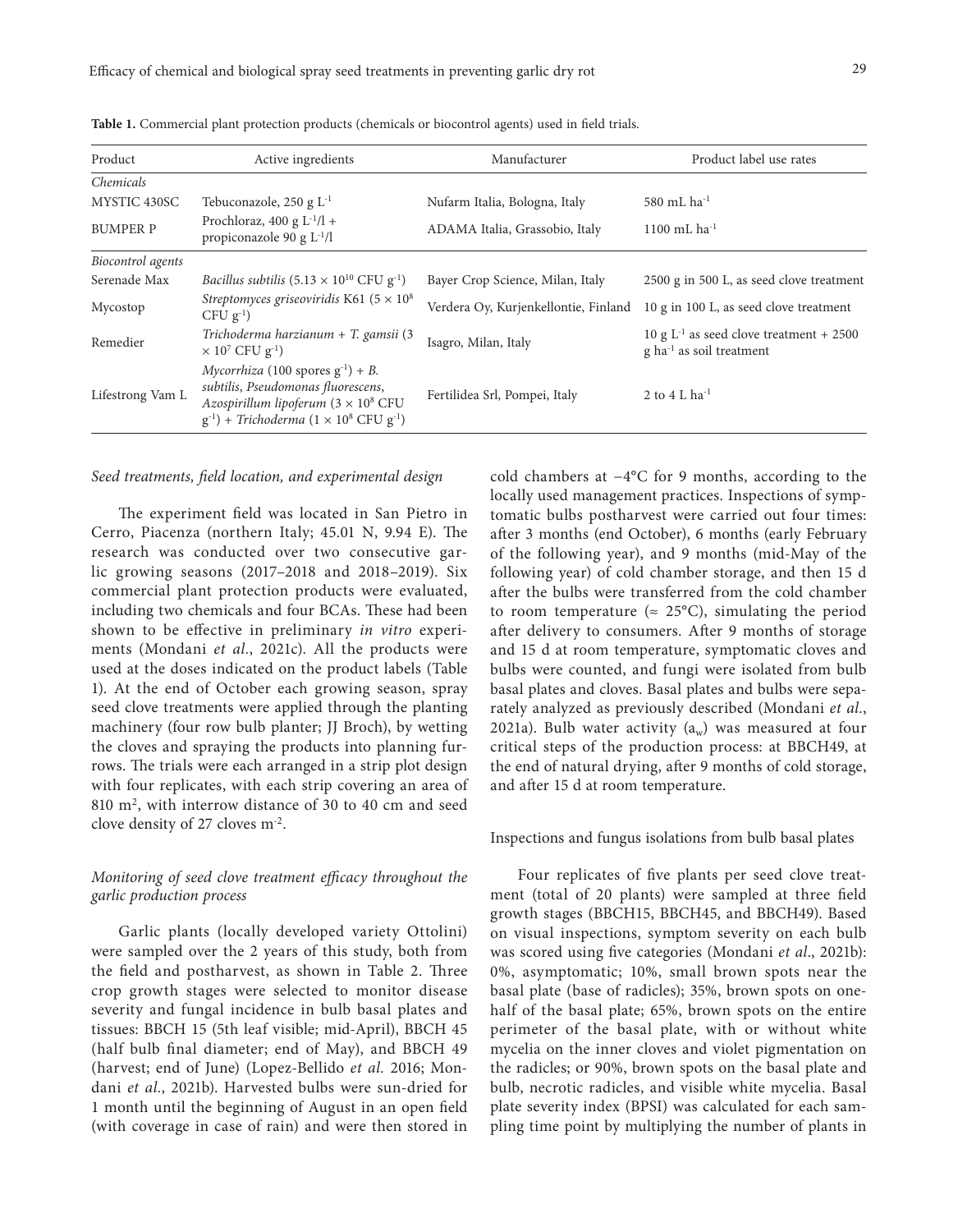**Table 1.** Commercial plant protection products (chemicals or biocontrol agents) used in field trials.

| Product | Active ingredients | Manufacturer | Product label use rates |
|---|---|---|---|
| *Chemicals* | | | |
| MYSTIC 430SC | Tebuconazole, 250 g $L^{-1}$ | Nufarm Italia, Bologna, Italy | 580 mL $ha^{-1}$ |
| BUMPER P | Prochloraz, 400 g $L^{-1}$/l + propiconazole 90 g $L^{-1}$/l | ADAMA Italia, Grassobio, Italy | 1100 mL $ha^{-1}$ |
| *Biocontrol agents* | | | |
| Serenade Max | *Bacillus subtilis* ($5.13 \times 10^{10}$ CFU $g^{-1}$) | Bayer Crop Science, Milan, Italy | 2500 g in 500 L, as seed clove treatment |
| Mycostop | *Streptomyces griseoviridis* K61 ($5 \times 10^{8}$ CFU $g^{-1}$) | Verdera Oy, Kurjenkellontie, Finland | 10 g in 100 L, as seed clove treatment |
| Remedier | *Trichoderma harzianum* + *T. gamsii* ($3 \times 10^{7}$ CFU $g^{-1}$) | Isagro, Milan, Italy | 10 g $L^{-1}$ as seed clove treatment + 2500 g $ha^{-1}$ as soil treatment |
| Lifestrong Vam L | *Mycorrhiza* (100 spores $g^{-1}$) + *B. subtilis*, *Pseudomonas fluorescens*, *Azospirillum lipoferum* ($3 \times 10^{8}$ CFU $g^{-1}$) + *Trichoderma* ($1 \times 10^{8}$ CFU $g^{-1}$) | Fertilidea Srl, Pompei, Italy | 2 to 4 L $ha^{-1}$ |

### *Seed treatments, field location, and experimental design*

The experiment field was located in San Pietro in Cerro, Piacenza (northern Italy; 45.01 N, 9.94 E). The research was conducted over two consecutive garlic growing seasons (2017–2018 and 2018–2019). Six commercial plant protection products were evaluated, including two chemicals and four BCAs. These had been shown to be effective in preliminary *in vitro* experiments (Mondani *et al*., 2021c). All the products were used at the doses indicated on the product labels (Table 1). At the end of October each growing season, spray seed clove treatments were applied through the planting machinery (four row bulb planter; JJ Broch), by wetting the cloves and spraying the products into planning furrows. The trials were each arranged in a strip plot design with four replicates, with each strip covering an area of 810 m², with interrow distance of 30 to 40 cm and seed clove density of 27 cloves $m^{-2}$.

### *Monitoring of seed clove treatment efficacy throughout the garlic production process*

Garlic plants (locally developed variety Ottolini) were sampled over the 2 years of this study, both from the field and postharvest, as shown in Table 2. Three crop growth stages were selected to monitor disease severity and fungal incidence in bulb basal plates and tissues: BBCH 15 (5th leaf visible; mid-April), BBCH 45 (half bulb final diameter; end of May), and BBCH 49 (harvest; end of June) (Lopez-Bellido *et al*. 2016; Mondani *et al*., 2021b). Harvested bulbs were sun-dried for 1 month until the beginning of August in an open field (with coverage in case of rain) and were then stored in cold chambers at −4°C for 9 months, according to the locally used management practices. Inspections of symptomatic bulbs postharvest were carried out four times: after 3 months (end October), 6 months (early February of the following year), and 9 months (mid-May of the following year) of cold chamber storage, and then 15 d after the bulbs were transferred from the cold chamber to room temperature (≈ 25°C), simulating the period after delivery to consumers. After 9 months of storage and 15 d at room temperature, symptomatic cloves and bulbs were counted, and fungi were isolated from bulb basal plates and cloves. Basal plates and bulbs were separately analyzed as previously described (Mondani *et al*., 2021a). Bulb water activity ($a_w$) was measured at four critical steps of the production process: at BBCH49, at the end of natural drying, after 9 months of cold storage, and after 15 d at room temperature.

### Inspections and fungus isolations from bulb basal plates

Four replicates of five plants per seed clove treatment (total of 20 plants) were sampled at three field growth stages (BBCH15, BBCH45, and BBCH49). Based on visual inspections, symptom severity on each bulb was scored using five categories (Mondani *et al*., 2021b): 0%, asymptomatic; 10%, small brown spots near the basal plate (base of radicles); 35%, brown spots on one-half of the basal plate; 65%, brown spots on the entire perimeter of the basal plate, with or without white mycelia on the inner cloves and violet pigmentation on the radicles; or 90%, brown spots on the basal plate and bulb, necrotic radicles, and visible white mycelia. Basal plate severity index (BPSI) was calculated for each sampling time point by multiplying the number of plants in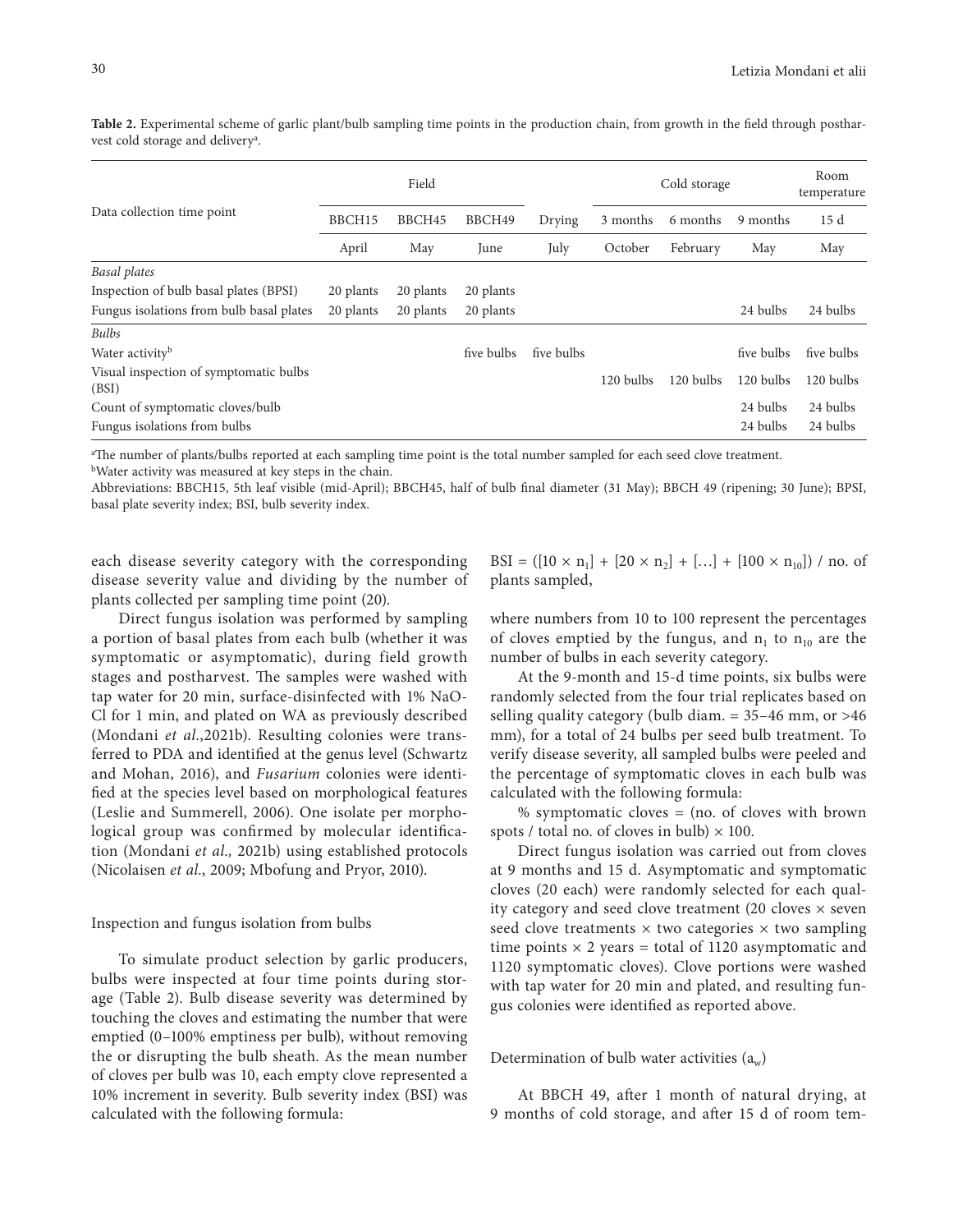**Table 2.** Experimental scheme of garlic plant/bulb sampling time points in the production chain, from growth in the field through postharvest cold storage and delivery[a].

| Data collection time point | Field | | | | Cold storage | | | Room temperature |
|---|---|---|---|---|---|---|---|---|
| | BBCH15 | BBCH45 | BBCH49 | Drying | 3 months | 6 months | 9 months | 15 d |
| | April | May | June | July | October | February | May | May |
| *Basal plates* | | | | | | | | |
| Inspection of bulb basal plates (BPSI) | 20 plants | 20 plants | 20 plants | | | | | |
| Fungus isolations from bulb basal plates | 20 plants | 20 plants | 20 plants | | | | 24 bulbs | 24 bulbs |
| *Bulbs* | | | | | | | | |
| Water activity[b] | | | five bulbs | five bulbs | | | five bulbs | five bulbs |
| Visual inspection of symptomatic bulbs (BSI) | | | | | 120 bulbs | 120 bulbs | 120 bulbs | 120 bulbs |
| Count of symptomatic cloves/bulb | | | | | | | 24 bulbs | 24 bulbs |
| Fungus isolations from bulbs | | | | | | | 24 bulbs | 24 bulbs |

[a]The number of plants/bulbs reported at each sampling time point is the total number sampled for each seed clove treatment.
[b]Water activity was measured at key steps in the chain.
Abbreviations: BBCH15, 5th leaf visible (mid-April); BBCH45, half of bulb final diameter (31 May); BBCH 49 (ripening; 30 June); BPSI, basal plate severity index; BSI, bulb severity index.

each disease severity category with the corresponding disease severity value and dividing by the number of plants collected per sampling time point (20).

Direct fungus isolation was performed by sampling a portion of basal plates from each bulb (whether it was symptomatic or asymptomatic), during field growth stages and postharvest. The samples were washed with tap water for 20 min, surface-disinfected with 1% NaO-Cl for 1 min, and plated on WA as previously described (Mondani *et al.*,2021b). Resulting colonies were transferred to PDA and identified at the genus level (Schwartz and Mohan, 2016), and *Fusarium* colonies were identified at the species level based on morphological features (Leslie and Summerell, 2006). One isolate per morphological group was confirmed by molecular identification (Mondani *et al.,* 2021b) using established protocols (Nicolaisen *et al.*, 2009; Mbofung and Pryor, 2010).

### Inspection and fungus isolation from bulbs

To simulate product selection by garlic producers, bulbs were inspected at four time points during storage (Table 2). Bulb disease severity was determined by touching the cloves and estimating the number that were emptied (0–100% emptiness per bulb), without removing the or disrupting the bulb sheath. As the mean number of cloves per bulb was 10, each empty clove represented a 10% increment in severity. Bulb severity index (BSI) was calculated with the following formula:

$$BSI = ([10 \times n_1] + [20 \times n_2] + [\ldots] + [100 \times n_{10}]) \ / \ \text{no. of plants sampled},$$

where numbers from 10 to 100 represent the percentages of cloves emptied by the fungus, and $n_1$ to $n_{10}$ are the number of bulbs in each severity category.

At the 9-month and 15-d time points, six bulbs were randomly selected from the four trial replicates based on selling quality category (bulb diam. = 35–46 mm, or >46 mm), for a total of 24 bulbs per seed bulb treatment. To verify disease severity, all sampled bulbs were peeled and the percentage of symptomatic cloves in each bulb was calculated with the following formula:

$$\% \text{ symptomatic cloves} = (\text{no. of cloves with brown spots} \ / \ \text{total no. of cloves in bulb}) \times 100.$$

Direct fungus isolation was carried out from cloves at 9 months and 15 d. Asymptomatic and symptomatic cloves (20 each) were randomly selected for each quality category and seed clove treatment (20 cloves × seven seed clove treatments × two categories × two sampling time points × 2 years = total of 1120 asymptomatic and 1120 symptomatic cloves). Clove portions were washed with tap water for 20 min and plated, and resulting fungus colonies were identified as reported above.

### Determination of bulb water activities ($a_w$)

At BBCH 49, after 1 month of natural drying, at 9 months of cold storage, and after 15 d of room tem-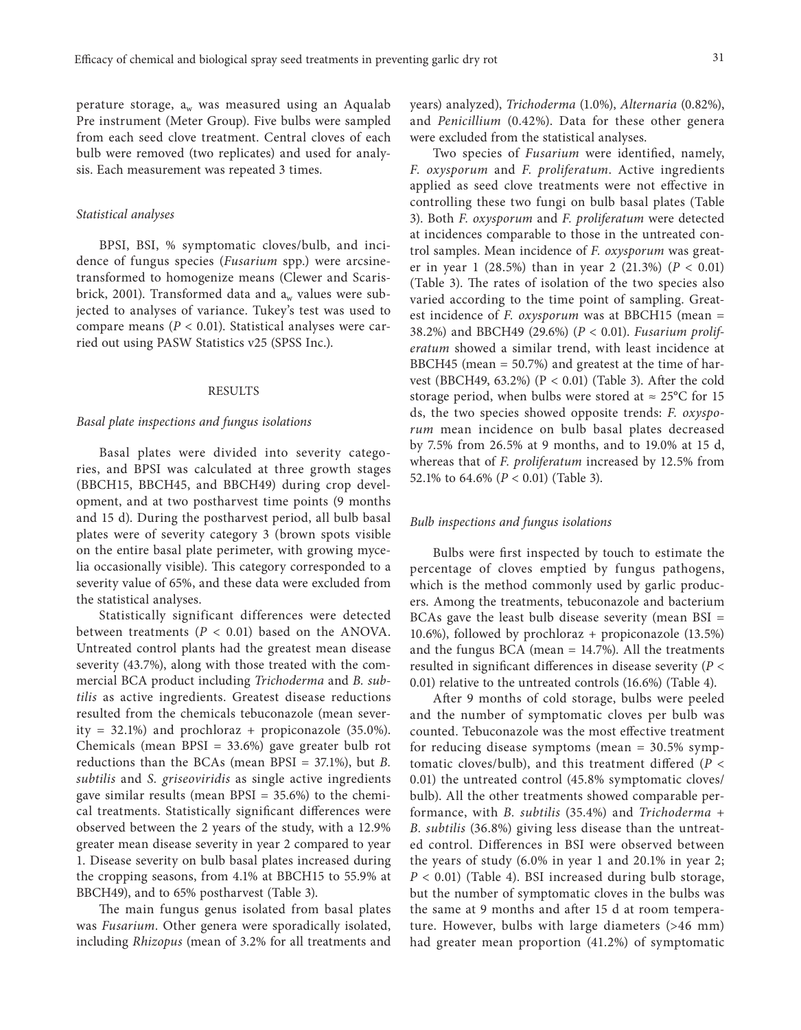perature storage, $a_w$ was measured using an Aqualab Pre instrument (Meter Group). Five bulbs were sampled from each seed clove treatment. Central cloves of each bulb were removed (two replicates) and used for analysis. Each measurement was repeated 3 times.

### *Statistical analyses*

BPSI, BSI, % symptomatic cloves/bulb, and incidence of fungus species (*Fusarium* spp.) were arcsine-transformed to homogenize means (Clewer and Scarisbrick, 2001). Transformed data and $a_w$ values were subjected to analyses of variance. Tukey's test was used to compare means ($P < 0.01$). Statistical analyses were carried out using PASW Statistics v25 (SPSS Inc.).

## RESULTS

### *Basal plate inspections and fungus isolations*

Basal plates were divided into severity categories, and BPSI was calculated at three growth stages (BBCH15, BBCH45, and BBCH49) during crop development, and at two postharvest time points (9 months and 15 d). During the postharvest period, all bulb basal plates were of severity category 3 (brown spots visible on the entire basal plate perimeter, with growing mycelia occasionally visible). This category corresponded to a severity value of 65%, and these data were excluded from the statistical analyses.

Statistically significant differences were detected between treatments ($P < 0.01$) based on the ANOVA. Untreated control plants had the greatest mean disease severity (43.7%), along with those treated with the commercial BCA product including *Trichoderma* and *B. subtilis* as active ingredients. Greatest disease reductions resulted from the chemicals tebuconazole (mean severity = 32.1%) and prochloraz + propiconazole (35.0%). Chemicals (mean BPSI = 33.6%) gave greater bulb rot reductions than the BCAs (mean BPSI = 37.1%), but *B. subtilis* and *S. griseoviridis* as single active ingredients gave similar results (mean BPSI = 35.6%) to the chemical treatments. Statistically significant differences were observed between the 2 years of the study, with a 12.9% greater mean disease severity in year 2 compared to year 1. Disease severity on bulb basal plates increased during the cropping seasons, from 4.1% at BBCH15 to 55.9% at BBCH49), and to 65% postharvest (Table 3).

The main fungus genus isolated from basal plates was *Fusarium*. Other genera were sporadically isolated, including *Rhizopus* (mean of 3.2% for all treatments and years) analyzed), *Trichoderma* (1.0%), *Alternaria* (0.82%), and *Penicillium* (0.42%). Data for these other genera were excluded from the statistical analyses.

Two species of *Fusarium* were identified, namely, *F. oxysporum* and *F. proliferatum*. Active ingredients applied as seed clove treatments were not effective in controlling these two fungi on bulb basal plates (Table 3). Both *F. oxysporum* and *F. proliferatum* were detected at incidences comparable to those in the untreated control samples. Mean incidence of *F. oxysporum* was greater in year 1 (28.5%) than in year 2 (21.3%) ($P < 0.01$) (Table 3). The rates of isolation of the two species also varied according to the time point of sampling. Greatest incidence of *F. oxysporum* was at BBCH15 (mean = 38.2%) and BBCH49 (29.6%) ($P < 0.01$). *Fusarium proliferatum* showed a similar trend, with least incidence at BBCH45 (mean = 50.7%) and greatest at the time of harvest (BBCH49, 63.2%) ($P < 0.01$) (Table 3). After the cold storage period, when bulbs were stored at ≈ 25°C for 15 ds, the two species showed opposite trends: *F. oxysporum* mean incidence on bulb basal plates decreased by 7.5% from 26.5% at 9 months, and to 19.0% at 15 d, whereas that of *F. proliferatum* increased by 12.5% from 52.1% to 64.6% ($P < 0.01$) (Table 3).

### *Bulb inspections and fungus isolations*

Bulbs were first inspected by touch to estimate the percentage of cloves emptied by fungus pathogens, which is the method commonly used by garlic producers. Among the treatments, tebuconazole and bacterium BCAs gave the least bulb disease severity (mean BSI = 10.6%), followed by prochloraz + propiconazole (13.5%) and the fungus BCA (mean = 14.7%). All the treatments resulted in significant differences in disease severity ($P < 0.01$) relative to the untreated controls (16.6%) (Table 4).

After 9 months of cold storage, bulbs were peeled and the number of symptomatic cloves per bulb was counted. Tebuconazole was the most effective treatment for reducing disease symptoms (mean = 30.5% symptomatic cloves/bulb), and this treatment differed ($P < 0.01$) the untreated control (45.8% symptomatic cloves/bulb). All the other treatments showed comparable performance, with *B. subtilis* (35.4%) and *Trichoderma* + *B. subtilis* (36.8%) giving less disease than the untreated control. Differences in BSI were observed between the years of study (6.0% in year 1 and 20.1% in year 2; $P < 0.01$) (Table 4). BSI increased during bulb storage, but the number of symptomatic cloves in the bulbs was the same at 9 months and after 15 d at room temperature. However, bulbs with large diameters (>46 mm) had greater mean proportion (41.2%) of symptomatic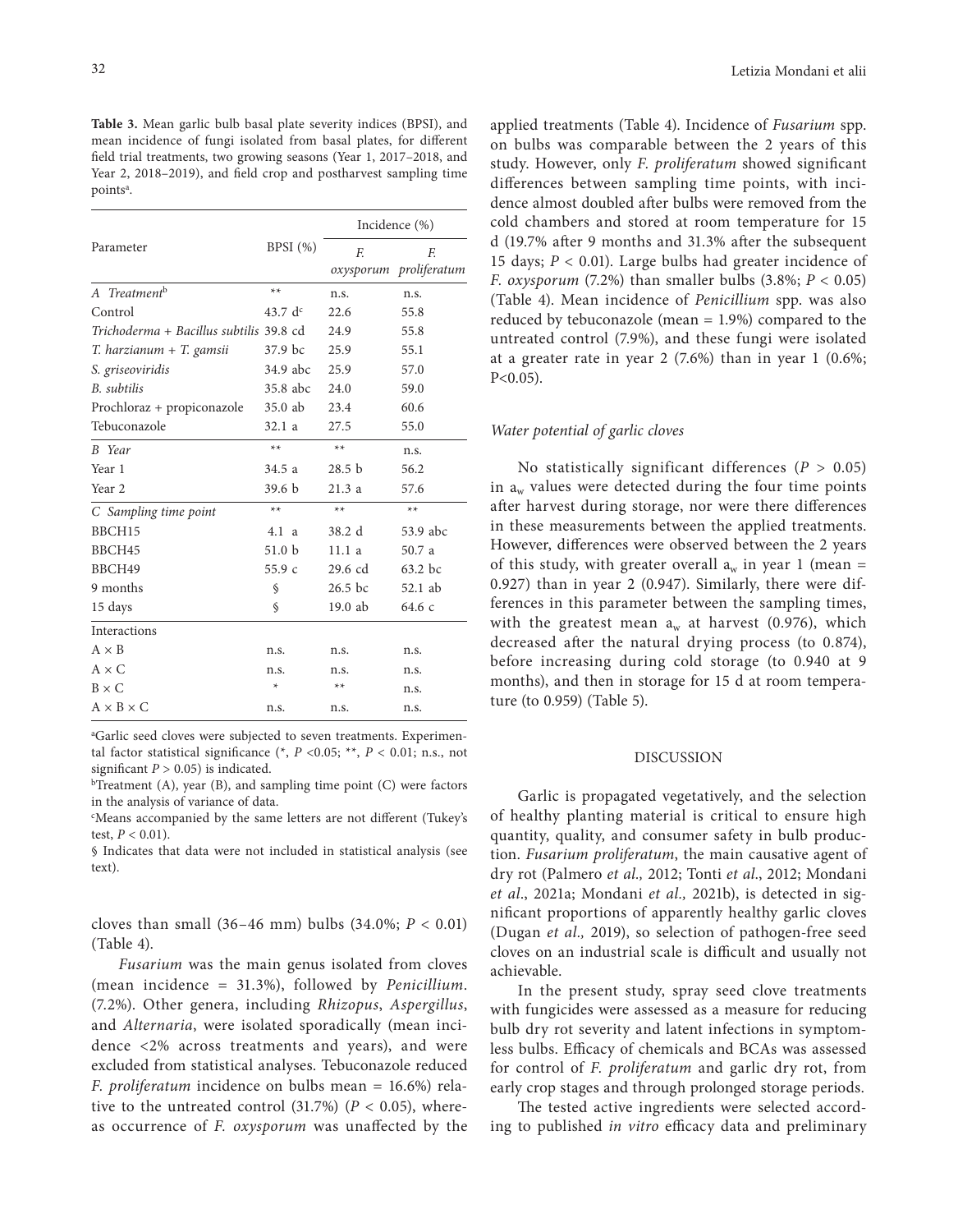**Table 3.** Mean garlic bulb basal plate severity indices (BPSI), and mean incidence of fungi isolated from basal plates, for different field trial treatments, two growing seasons (Year 1, 2017–2018, and Year 2, 2018–2019), and field crop and postharvest sampling time points[a].

| Parameter | BPSI (%) | Incidence (%) | |
|---|---|---|---|
| | | *F. oxysporum* | *F. proliferatum* |
| *A Treatment*[b] | ** | n.s. | n.s. |
| Control | 43.7 d[c] | 22.6 | 55.8 |
| *Trichoderma* + *Bacillus subtilis* | 39.8 cd | 24.9 | 55.8 |
| *T. harzianum* + *T. gamsii* | 37.9 bc | 25.9 | 55.1 |
| *S. griseoviridis* | 34.9 abc | 25.9 | 57.0 |
| *B. subtilis* | 35.8 abc | 24.0 | 59.0 |
| Prochloraz + propiconazole | 35.0 ab | 23.4 | 60.6 |
| Tebuconazole | 32.1 a | 27.5 | 55.0 |
| *B Year* | ** | ** | n.s. |
| Year 1 | 34.5 a | 28.5 b | 56.2 |
| Year 2 | 39.6 b | 21.3 a | 57.6 |
| *C Sampling time point* | ** | ** | ** |
| BBCH15 | 4.1 a | 38.2 d | 53.9 abc |
| BBCH45 | 51.0 b | 11.1 a | 50.7 a |
| BBCH49 | 55.9 c | 29.6 cd | 63.2 bc |
| 9 months | § | 26.5 bc | 52.1 ab |
| 15 days | § | 19.0 ab | 64.6 c |
| Interactions | | | |
| A × B | n.s. | n.s. | n.s. |
| A × C | n.s. | n.s. | n.s. |
| B × C | * | ** | n.s. |
| A × B × C | n.s. | n.s. | n.s. |

[a]Garlic seed cloves were subjected to seven treatments. Experimental factor statistical significance (*, $P$ <0.05; **, $P$ < 0.01; n.s., not significant $P$ > 0.05) is indicated.

[b]Treatment (A), year (B), and sampling time point (C) were factors in the analysis of variance of data.

[c]Means accompanied by the same letters are not different (Tukey's test, $P$ < 0.01).

§ Indicates that data were not included in statistical analysis (see text).

cloves than small (36–46 mm) bulbs (34.0%; $P$ < 0.01) (Table 4).

*Fusarium* was the main genus isolated from cloves (mean incidence = 31.3%), followed by *Penicillium*. (7.2%). Other genera, including *Rhizopus*, *Aspergillus*, and *Alternaria*, were isolated sporadically (mean incidence <2% across treatments and years), and were excluded from statistical analyses. Tebuconazole reduced *F. proliferatum* incidence on bulbs mean = 16.6%) relative to the untreated control (31.7%) ($P$ < 0.05), whereas occurrence of *F. oxysporum* was unaffected by the applied treatments (Table 4). Incidence of *Fusarium* spp. on bulbs was comparable between the 2 years of this study. However, only *F. proliferatum* showed significant differences between sampling time points, with incidence almost doubled after bulbs were removed from the cold chambers and stored at room temperature for 15 d (19.7% after 9 months and 31.3% after the subsequent 15 days; $P$ < 0.01). Large bulbs had greater incidence of *F. oxysporum* (7.2%) than smaller bulbs (3.8%; $P$ < 0.05) (Table 4). Mean incidence of *Penicillium* spp. was also reduced by tebuconazole (mean = 1.9%) compared to the untreated control (7.9%), and these fungi were isolated at a greater rate in year 2 (7.6%) than in year 1 (0.6%; P<0.05).

### *Water potential of garlic cloves*

No statistically significant differences ($P$ > 0.05) in $a_w$ values were detected during the four time points after harvest during storage, nor were there differences in these measurements between the applied treatments. However, differences were observed between the 2 years of this study, with greater overall $a_w$ in year 1 (mean = 0.927) than in year 2 (0.947). Similarly, there were differences in this parameter between the sampling times, with the greatest mean $a_w$ at harvest (0.976), which decreased after the natural drying process (to 0.874), before increasing during cold storage (to 0.940 at 9 months), and then in storage for 15 d at room temperature (to 0.959) (Table 5).

## DISCUSSION

Garlic is propagated vegetatively, and the selection of healthy planting material is critical to ensure high quantity, quality, and consumer safety in bulb production. *Fusarium proliferatum*, the main causative agent of dry rot (Palmero *et al.,* 2012; Tonti *et al*., 2012; Mondani *et al*., 2021a; Mondani *et al.,* 2021b), is detected in significant proportions of apparently healthy garlic cloves (Dugan *et al.,* 2019), so selection of pathogen-free seed cloves on an industrial scale is difficult and usually not achievable.

In the present study, spray seed clove treatments with fungicides were assessed as a measure for reducing bulb dry rot severity and latent infections in symptomless bulbs. Efficacy of chemicals and BCAs was assessed for control of *F. proliferatum* and garlic dry rot, from early crop stages and through prolonged storage periods.

The tested active ingredients were selected according to published *in vitro* efficacy data and preliminary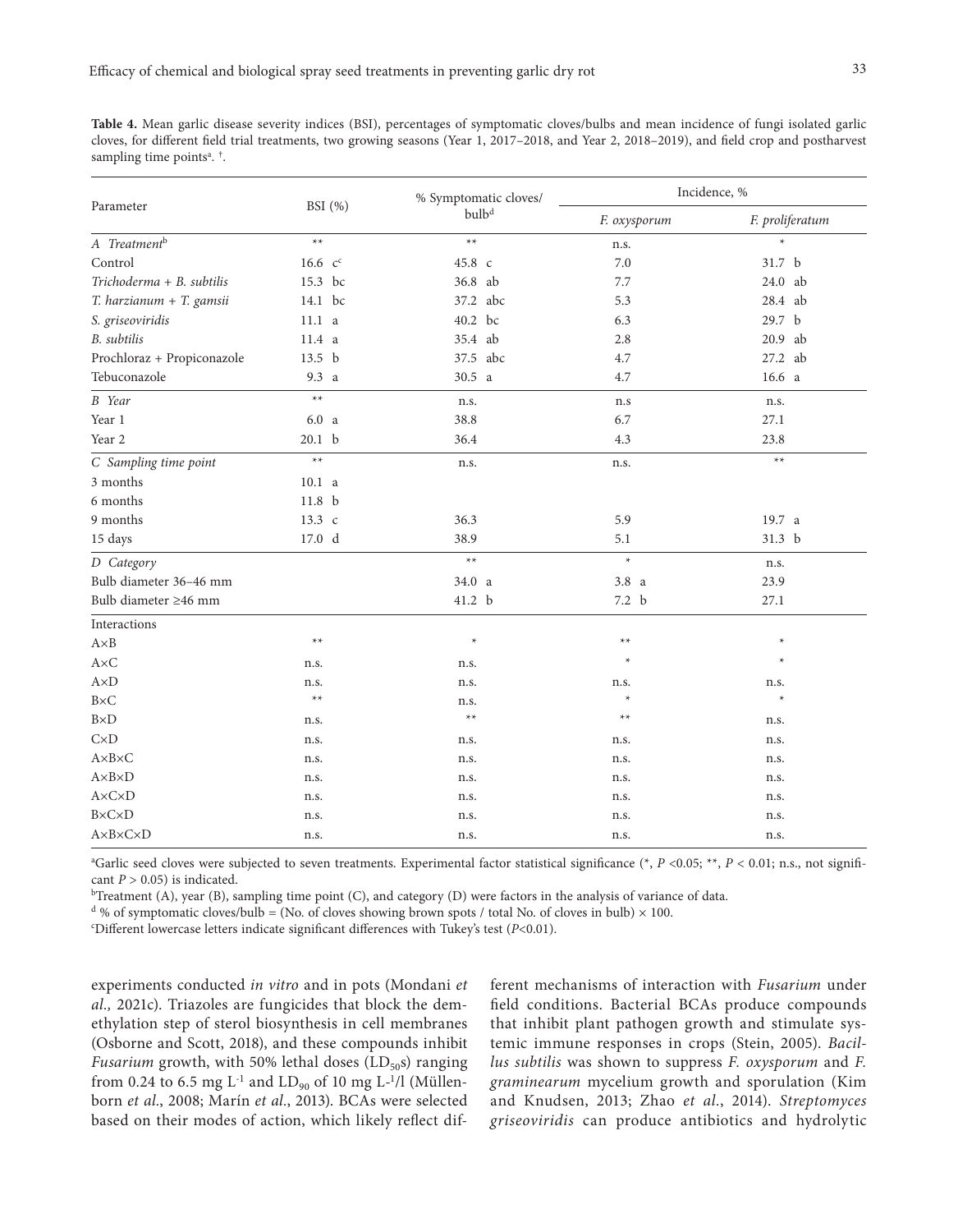**Table 4.** Mean garlic disease severity indices (BSI), percentages of symptomatic cloves/bulbs and mean incidence of fungi isolated garlic cloves, for different field trial treatments, two growing seasons (Year 1, 2017–2018, and Year 2, 2018–2019), and field crop and postharvest sampling time points[a]. [†].

| Parameter | BSI (%) | % Symptomatic cloves/ bulb[d] | Incidence, % | |
|---|---|---|---|---|
| | | | *F. oxysporum* | *F. proliferatum* |
| *A Treatment*[b] | ** | ** | n.s. | * |
| Control | 16.6 c[c] | 45.8 c | 7.0 | 31.7 b |
| *Trichoderma + B. subtilis* | 15.3 bc | 36.8 ab | 7.7 | 24.0 ab |
| *T. harzianum + T. gamsii* | 14.1 bc | 37.2 abc | 5.3 | 28.4 ab |
| *S. griseoviridis* | 11.1 a | 40.2 bc | 6.3 | 29.7 b |
| *B. subtilis* | 11.4 a | 35.4 ab | 2.8 | 20.9 ab |
| Prochloraz + Propiconazole | 13.5 b | 37.5 abc | 4.7 | 27.2 ab |
| Tebuconazole | 9.3 a | 30.5 a | 4.7 | 16.6 a |
| *B Year* | ** | n.s. | n.s | n.s. |
| Year 1 | 6.0 a | 38.8 | 6.7 | 27.1 |
| Year 2 | 20.1 b | 36.4 | 4.3 | 23.8 |
| *C Sampling time point* | ** | n.s. | n.s. | ** |
| 3 months | 10.1 a | | | |
| 6 months | 11.8 b | | | |
| 9 months | 13.3 c | 36.3 | 5.9 | 19.7 a |
| 15 days | 17.0 d | 38.9 | 5.1 | 31.3 b |
| *D Category* | | ** | * | n.s. |
| Bulb diameter 36–46 mm | | 34.0 a | 3.8 a | 23.9 |
| Bulb diameter ≥46 mm | | 41.2 b | 7.2 b | 27.1 |
| Interactions | | | | |
| A×B | ** | * | ** | * |
| A×C | n.s. | n.s. | * | * |
| A×D | n.s. | n.s. | n.s. | n.s. |
| B×C | ** | n.s. | * | * |
| B×D | n.s. | ** | ** | n.s. |
| C×D | n.s. | n.s. | n.s. | n.s. |
| A×B×C | n.s. | n.s. | n.s. | n.s. |
| A×B×D | n.s. | n.s. | n.s. | n.s. |
| A×C×D | n.s. | n.s. | n.s. | n.s. |
| B×C×D | n.s. | n.s. | n.s. | n.s. |
| A×B×C×D | n.s. | n.s. | n.s. | n.s. |

[a]Garlic seed cloves were subjected to seven treatments. Experimental factor statistical significance (*, $P$ <0.05; **, $P$ < 0.01; n.s., not significant $P$ > 0.05) is indicated.

[b]Treatment (A), year (B), sampling time point (C), and category (D) were factors in the analysis of variance of data.

[d] % of symptomatic cloves/bulb = (No. of cloves showing brown spots / total No. of cloves in bulb) × 100.

[c]Different lowercase letters indicate significant differences with Tukey's test ($P$<0.01).

experiments conducted *in vitro* and in pots (Mondani *et al.,* 2021c). Triazoles are fungicides that block the demethylation step of sterol biosynthesis in cell membranes (Osborne and Scott, 2018), and these compounds inhibit *Fusarium* growth, with 50% lethal doses ($LD_{50}$s) ranging from 0.24 to 6.5 mg $L^{-1}$ and $LD_{90}$ of 10 mg $L^{-1}$/l (Müllenborn *et al*., 2008; Marín *et al*., 2013). BCAs were selected based on their modes of action, which likely reflect different mechanisms of interaction with *Fusarium* under field conditions. Bacterial BCAs produce compounds that inhibit plant pathogen growth and stimulate systemic immune responses in crops (Stein, 2005). *Bacillus subtilis* was shown to suppress *F. oxysporum* and *F. graminearum* mycelium growth and sporulation (Kim and Knudsen, 2013; Zhao *et al*., 2014). *Streptomyces griseoviridis* can produce antibiotics and hydrolytic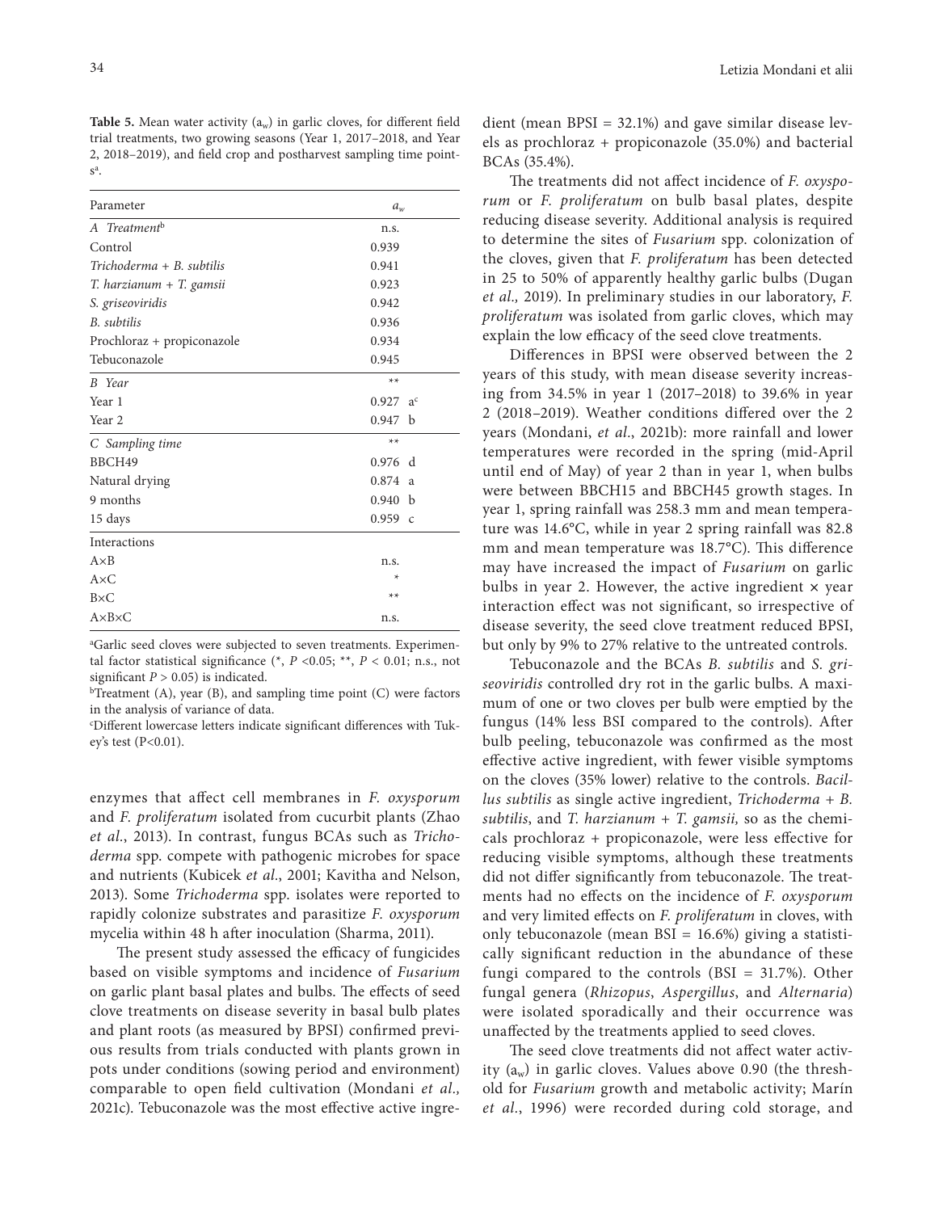**Table 5.** Mean water activity ($a_w$) in garlic cloves, for different field trial treatments, two growing seasons (Year 1, 2017–2018, and Year 2, 2018–2019), and field crop and postharvest sampling time points[a].

| Parameter | $a_w$ |
|---|---|
| *A Treatment*[b] | n.s. |
| Control | 0.939 |
| *Trichoderma + B. subtilis* | 0.941 |
| *T. harzianum + T. gamsii* | 0.923 |
| *S. griseoviridis* | 0.942 |
| *B. subtilis* | 0.936 |
| Prochloraz + propiconazole | 0.934 |
| Tebuconazole | 0.945 |
| *B Year* | ** |
| Year 1 | 0.927 a[c] |
| Year 2 | 0.947 b |
| *C Sampling time* | ** |
| BBCH49 | 0.976 d |
| Natural drying | 0.874 a |
| 9 months | 0.940 b |
| 15 days | 0.959 c |
| Interactions | |
| A×B | n.s. |
| A×C | * |
| B×C | ** |
| A×B×C | n.s. |

[a]Garlic seed cloves were subjected to seven treatments. Experimental factor statistical significance (*, $P$ <0.05; **, $P$ < 0.01; n.s., not significant $P$ > 0.05) is indicated.

[b]Treatment (A), year (B), and sampling time point (C) were factors in the analysis of variance of data.

[c]Different lowercase letters indicate significant differences with Tukey's test (P<0.01).

enzymes that affect cell membranes in *F. oxysporum* and *F. proliferatum* isolated from cucurbit plants (Zhao *et al.*, 2013). In contrast, fungus BCAs such as *Trichoderma* spp. compete with pathogenic microbes for space and nutrients (Kubicek *et al.*, 2001; Kavitha and Nelson, 2013). Some *Trichoderma* spp. isolates were reported to rapidly colonize substrates and parasitize *F. oxysporum* mycelia within 48 h after inoculation (Sharma, 2011).

The present study assessed the efficacy of fungicides based on visible symptoms and incidence of *Fusarium* on garlic plant basal plates and bulbs. The effects of seed clove treatments on disease severity in basal bulb plates and plant roots (as measured by BPSI) confirmed previous results from trials conducted with plants grown in pots under conditions (sowing period and environment) comparable to open field cultivation (Mondani *et al.,* 2021c). Tebuconazole was the most effective active ingredient (mean BPSI = 32.1%) and gave similar disease levels as prochloraz + propiconazole (35.0%) and bacterial BCAs (35.4%).

The treatments did not affect incidence of *F. oxysporum* or *F. proliferatum* on bulb basal plates, despite reducing disease severity. Additional analysis is required to determine the sites of *Fusarium* spp. colonization of the cloves, given that *F. proliferatum* has been detected in 25 to 50% of apparently healthy garlic bulbs (Dugan *et al.,* 2019). In preliminary studies in our laboratory, *F. proliferatum* was isolated from garlic cloves, which may explain the low efficacy of the seed clove treatments.

Differences in BPSI were observed between the 2 years of this study, with mean disease severity increasing from 34.5% in year 1 (2017–2018) to 39.6% in year 2 (2018–2019). Weather conditions differed over the 2 years (Mondani, *et al.*, 2021b): more rainfall and lower temperatures were recorded in the spring (mid-April until end of May) of year 2 than in year 1, when bulbs were between BBCH15 and BBCH45 growth stages. In year 1, spring rainfall was 258.3 mm and mean temperature was 14.6°C, while in year 2 spring rainfall was 82.8 mm and mean temperature was 18.7°C). This difference may have increased the impact of *Fusarium* on garlic bulbs in year 2. However, the active ingredient × year interaction effect was not significant, so irrespective of disease severity, the seed clove treatment reduced BPSI, but only by 9% to 27% relative to the untreated controls.

Tebuconazole and the BCAs *B. subtilis* and *S. griseoviridis* controlled dry rot in the garlic bulbs. A maximum of one or two cloves per bulb were emptied by the fungus (14% less BSI compared to the controls). After bulb peeling, tebuconazole was confirmed as the most effective active ingredient, with fewer visible symptoms on the cloves (35% lower) relative to the controls. *Bacillus subtilis* as single active ingredient, *Trichoderma + B. subtilis*, and *T. harzianum + T. gamsii,* so as the chemicals prochloraz + propiconazole, were less effective for reducing visible symptoms, although these treatments did not differ significantly from tebuconazole. The treatments had no effects on the incidence of *F. oxysporum* and very limited effects on *F. proliferatum* in cloves, with only tebuconazole (mean BSI = 16.6%) giving a statistically significant reduction in the abundance of these fungi compared to the controls (BSI = 31.7%). Other fungal genera (*Rhizopus*, *Aspergillus*, and *Alternaria*) were isolated sporadically and their occurrence was unaffected by the treatments applied to seed cloves.

The seed clove treatments did not affect water activity ($a_w$) in garlic cloves. Values above 0.90 (the threshold for *Fusarium* growth and metabolic activity; Marín *et al.*, 1996) were recorded during cold storage, and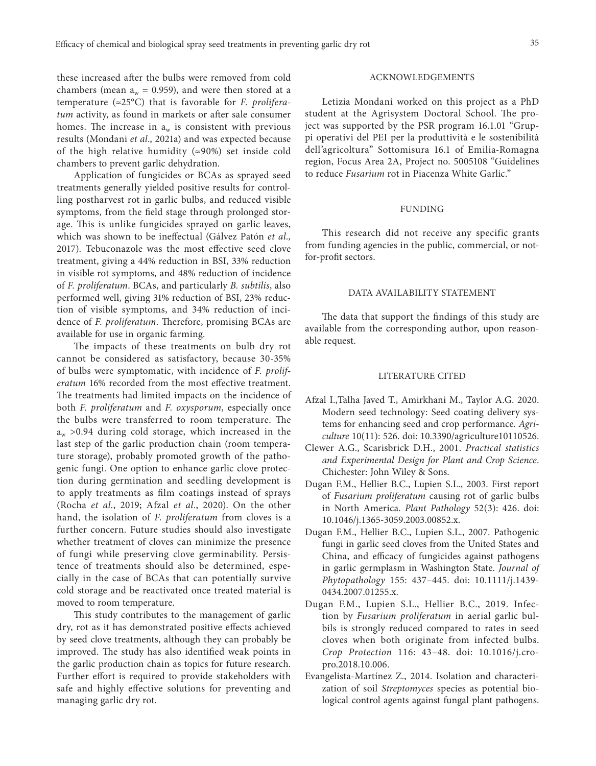these increased after the bulbs were removed from cold chambers (mean $a_w$ = 0.959), and were then stored at a temperature (≈25°C) that is favorable for *F. proliferatum* activity, as found in markets or after sale consumer homes. The increase in $a_w$ is consistent with previous results (Mondani *et al*., 2021a) and was expected because of the high relative humidity (≈90%) set inside cold chambers to prevent garlic dehydration.

Application of fungicides or BCAs as sprayed seed treatments generally yielded positive results for controlling postharvest rot in garlic bulbs, and reduced visible symptoms, from the field stage through prolonged storage. This is unlike fungicides sprayed on garlic leaves, which was shown to be ineffectual (Gálvez Patón *et al.,* 2017). Tebuconazole was the most effective seed clove treatment, giving a 44% reduction in BSI, 33% reduction in visible rot symptoms, and 48% reduction of incidence of *F. proliferatum*. BCAs, and particularly *B. subtilis*, also performed well, giving 31% reduction of BSI, 23% reduction of visible symptoms, and 34% reduction of incidence of *F. proliferatum*. Therefore, promising BCAs are available for use in organic farming.

The impacts of these treatments on bulb dry rot cannot be considered as satisfactory, because 30-35% of bulbs were symptomatic, with incidence of *F. proliferatum* 16% recorded from the most effective treatment. The treatments had limited impacts on the incidence of both *F. proliferatum* and *F. oxysporum*, especially once the bulbs were transferred to room temperature. The $a_w$ >0.94 during cold storage, which increased in the last step of the garlic production chain (room temperature storage), probably promoted growth of the pathogenic fungi. One option to enhance garlic clove protection during germination and seedling development is to apply treatments as film coatings instead of sprays (Rocha *et al.*, 2019; Afzal *et al*., 2020). On the other hand, the isolation of *F. proliferatum* from cloves is a further concern. Future studies should also investigate whether treatment of cloves can minimize the presence of fungi while preserving clove germinability. Persistence of treatments should also be determined, especially in the case of BCAs that can potentially survive cold storage and be reactivated once treated material is moved to room temperature.

This study contributes to the management of garlic dry, rot as it has demonstrated positive effects achieved by seed clove treatments, although they can probably be improved. The study has also identified weak points in the garlic production chain as topics for future research. Further effort is required to provide stakeholders with safe and highly effective solutions for preventing and managing garlic dry rot.

## ACKNOWLEDGEMENTS

Letizia Mondani worked on this project as a PhD student at the Agrisystem Doctoral School. The project was supported by the PSR program 16.1.01 "Gruppi operativi del PEI per la produttività e le sostenibilità dell'agricoltura" Sottomisura 16.1 of Emilia-Romagna region, Focus Area 2A, Project no. 5005108 "Guidelines to reduce *Fusarium* rot in Piacenza White Garlic."

## FUNDING

This research did not receive any specific grants from funding agencies in the public, commercial, or not-for-profit sectors.

## DATA AVAILABILITY STATEMENT

The data that support the findings of this study are available from the corresponding author, upon reasonable request.

## LITERATURE CITED

Afzal I.,Talha Javed T., Amirkhani M., Taylor A.G. 2020. Modern seed technology: Seed coating delivery systems for enhancing seed and crop performance. *Agriculture* 10(11): 526. doi: 10.3390/agriculture10110526.

Clewer A.G., Scarisbrick D.H., 2001. *Practical statistics and Experimental Design for Plant and Crop Science*. Chichester: John Wiley & Sons.

Dugan F.M., Hellier B.C., Lupien S.L., 2003. First report of *Fusarium proliferatum* causing rot of garlic bulbs in North America. *Plant Pathology* 52(3): 426. doi: 10.1046/j.1365-3059.2003.00852.x.

Dugan F.M., Hellier B.C., Lupien S.L., 2007. Pathogenic fungi in garlic seed cloves from the United States and China, and efficacy of fungicides against pathogens in garlic germplasm in Washington State. *Journal of Phytopathology* 155: 437–445. doi: 10.1111/j.1439-0434.2007.01255.x.

Dugan F.M., Lupien S.L., Hellier B.C., 2019. Infection by *Fusarium proliferatum* in aerial garlic bulbils is strongly reduced compared to rates in seed cloves when both originate from infected bulbs. *Crop Protection* 116: 43–48. doi: 10.1016/j.cropro.2018.10.006.

Evangelista-Martínez Z., 2014. Isolation and characterization of soil *Streptomyces* species as potential biological control agents against fungal plant pathogens.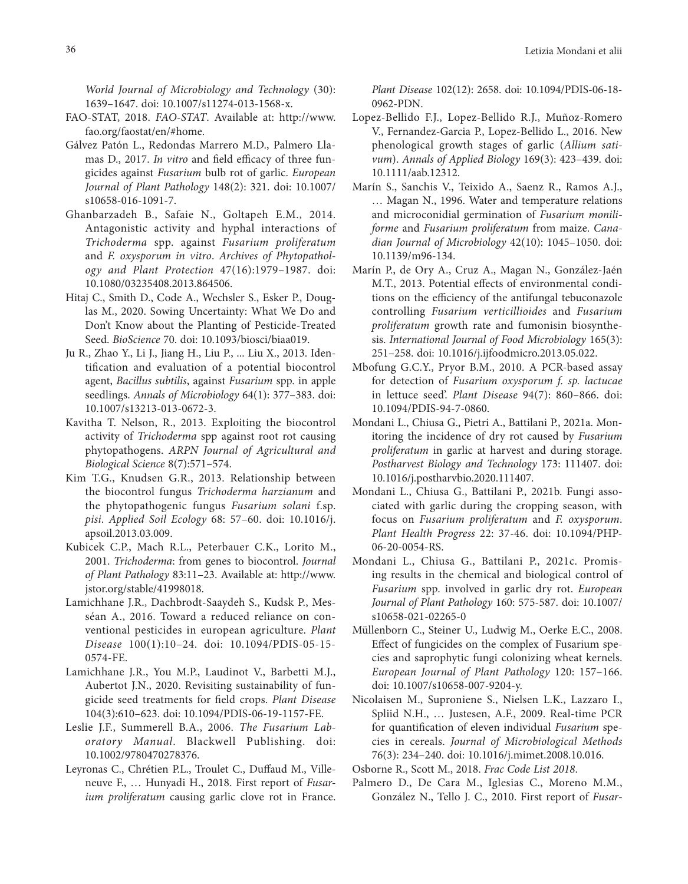*World Journal of Microbiology and Technology* (30): 1639–1647. doi: 10.1007/s11274-013-1568-x.

FAO-STAT, 2018. *FAO-STAT*. Available at: http://www.fao.org/faostat/en/#home.

Gálvez Patón L., Redondas Marrero M.D., Palmero Llamas D., 2017. *In vitro* and field efficacy of three fungicides against *Fusarium* bulb rot of garlic. *European Journal of Plant Pathology* 148(2): 321. doi: 10.1007/s10658-016-1091-7.

Ghanbarzadeh B., Safaie N., Goltapeh E.M., 2014. Antagonistic activity and hyphal interactions of *Trichoderma* spp. against *Fusarium proliferatum* and *F. oxysporum in vitro*. *Archives of Phytopathology and Plant Protection* 47(16):1979–1987. doi: 10.1080/03235408.2013.864506.

Hitaj C., Smith D., Code A., Wechsler S., Esker P., Douglas M., 2020. Sowing Uncertainty: What We Do and Don't Know about the Planting of Pesticide-Treated Seed. *BioScience* 70. doi: 10.1093/biosci/biaa019.

Ju R., Zhao Y., Li J., Jiang H., Liu P., ... Liu X., 2013. Identification and evaluation of a potential biocontrol agent, *Bacillus subtilis*, against *Fusarium* spp. in apple seedlings. *Annals of Microbiology* 64(1): 377–383. doi: 10.1007/s13213-013-0672-3.

Kavitha T. Nelson, R., 2013. Exploiting the biocontrol activity of *Trichoderma* spp against root rot causing phytopathogens. *ARPN Journal of Agricultural and Biological Science* 8(7):571–574.

Kim T.G., Knudsen G.R., 2013. Relationship between the biocontrol fungus *Trichoderma harzianum* and the phytopathogenic fungus *Fusarium solani* f.sp. *pisi*. *Applied Soil Ecology* 68: 57–60. doi: 10.1016/j.apsoil.2013.03.009.

Kubicek C.P., Mach R.L., Peterbauer C.K., Lorito M., 2001. *Trichoderma*: from genes to biocontrol. *Journal of Plant Pathology* 83:11–23. Available at: http://www.jstor.org/stable/41998018.

Lamichhane J.R., Dachbrodt-Saaydeh S., Kudsk P., Messéan A., 2016. Toward a reduced reliance on conventional pesticides in european agriculture. *Plant Disease* 100(1):10–24. doi: 10.1094/PDIS-05-15-0574-FE.

Lamichhane J.R., You M.P., Laudinot V., Barbetti M.J., Aubertot J.N., 2020. Revisiting sustainability of fungicide seed treatments for field crops. *Plant Disease* 104(3):610–623. doi: 10.1094/PDIS-06-19-1157-FE.

Leslie J.F., Summerell B.A., 2006. *The Fusarium Laboratory Manual*. Blackwell Publishing. doi: 10.1002/9780470278376.

Leyronas C., Chrétien P.L., Troulet C., Duffaud M., Villeneuve F., … Hunyadi H., 2018. First report of *Fusarium proliferatum* causing garlic clove rot in France. *Plant Disease* 102(12): 2658. doi: 10.1094/PDIS-06-18-0962-PDN.

Lopez-Bellido F.J., Lopez-Bellido R.J., Muñoz-Romero V., Fernandez-Garcia P., Lopez-Bellido L., 2016. New phenological growth stages of garlic (*Allium sativum*). *Annals of Applied Biology* 169(3): 423–439. doi: 10.1111/aab.12312.

Marín S., Sanchis V., Teixido A., Saenz R., Ramos A.J., … Magan N., 1996. Water and temperature relations and microconidial germination of *Fusarium moniliforme* and *Fusarium proliferatum* from maize. *Canadian Journal of Microbiology* 42(10): 1045–1050. doi: 10.1139/m96-134.

Marín P., de Ory A., Cruz A., Magan N., González-Jaén M.T., 2013. Potential effects of environmental conditions on the efficiency of the antifungal tebuconazole controlling *Fusarium verticillioides* and *Fusarium proliferatum* growth rate and fumonisin biosynthesis. *International Journal of Food Microbiology* 165(3): 251–258. doi: 10.1016/j.ijfoodmicro.2013.05.022.

Mbofung G.C.Y., Pryor B.M., 2010. A PCR-based assay for detection of *Fusarium oxysporum f. sp. lactucae* in lettuce seed'. *Plant Disease* 94(7): 860–866. doi: 10.1094/PDIS-94-7-0860.

Mondani L., Chiusa G., Pietri A., Battilani P., 2021a. Monitoring the incidence of dry rot caused by *Fusarium proliferatum* in garlic at harvest and during storage. *Postharvest Biology and Technology* 173: 111407. doi: 10.1016/j.postharvbio.2020.111407.

Mondani L., Chiusa G., Battilani P., 2021b. Fungi associated with garlic during the cropping season, with focus on *Fusarium proliferatum* and *F. oxysporum*. *Plant Health Progress* 22: 37-46. doi: 10.1094/PHP-06-20-0054-RS.

Mondani L., Chiusa G., Battilani P., 2021c. Promising results in the chemical and biological control of *Fusarium* spp. involved in garlic dry rot. *European Journal of Plant Pathology* 160: 575-587. doi: 10.1007/s10658-021-02265-0

Müllenborn C., Steiner U., Ludwig M., Oerke E.C., 2008. Effect of fungicides on the complex of Fusarium species and saprophytic fungi colonizing wheat kernels. *European Journal of Plant Pathology* 120: 157–166. doi: 10.1007/s10658-007-9204-y.

Nicolaisen M., Suproniene S., Nielsen L.K., Lazzaro I., Spliid N.H., … Justesen, A.F., 2009. Real-time PCR for quantification of eleven individual *Fusarium* species in cereals. *Journal of Microbiological Methods* 76(3): 234–240. doi: 10.1016/j.mimet.2008.10.016.

Osborne R., Scott M., 2018. *Frac Code List 2018*.

Palmero D., De Cara M., Iglesias C., Moreno M.M., González N., Tello J. C., 2010. First report of *Fusar-*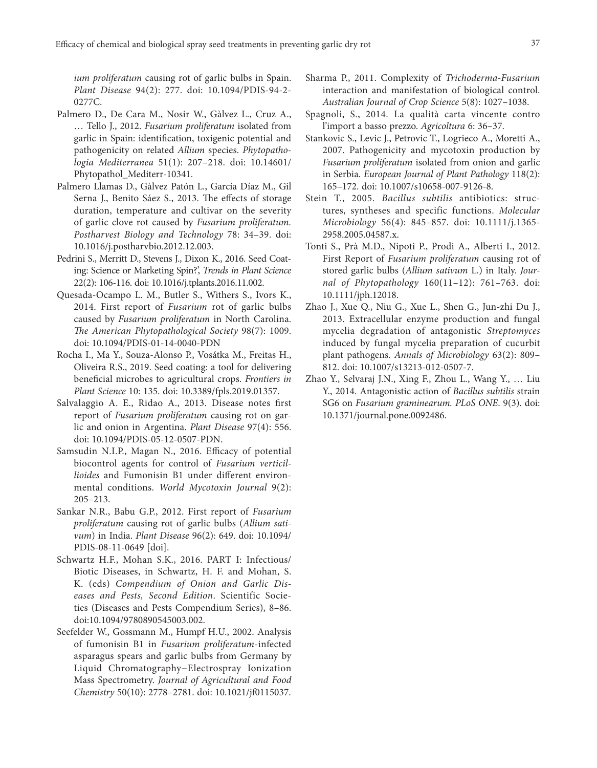*ium proliferatum* causing rot of garlic bulbs in Spain. *Plant Disease* 94(2): 277. doi: 10.1094/PDIS-94-2-0277C.

Palmero D., De Cara M., Nosir W., Gàlvez L., Cruz A., … Tello J., 2012. *Fusarium proliferatum* isolated from garlic in Spain: identification, toxigenic potential and pathogenicity on related *Allium* species. *Phytopathologia Mediterranea* 51(1): 207–218. doi: 10.14601/Phytopathol_Mediterr-10341.

Palmero Llamas D., Gàlvez Patón L., García Díaz M., Gil Serna J., Benito Sáez S., 2013. The effects of storage duration, temperature and cultivar on the severity of garlic clove rot caused by *Fusarium proliferatum*. *Postharvest Biology and Technology* 78: 34–39. doi: 10.1016/j.postharvbio.2012.12.003.

Pedrini S., Merritt D., Stevens J., Dixon K., 2016. Seed Coating: Science or Marketing Spin?', *Trends in Plant Science* 22(2): 106-116. doi: 10.1016/j.tplants.2016.11.002.

Quesada-Ocampo L. M., Butler S., Withers S., Ivors K., 2014. First report of *Fusarium* rot of garlic bulbs caused by *Fusarium proliferatum* in North Carolina. *The American Phytopathological Society* 98(7): 1009. doi: 10.1094/PDIS-01-14-0040-PDN

Rocha I., Ma Y., Souza-Alonso P., Vosátka M., Freitas H., Oliveira R.S., 2019. Seed coating: a tool for delivering beneficial microbes to agricultural crops. *Frontiers in Plant Science* 10: 135. doi: 10.3389/fpls.2019.01357.

Salvalaggio A. E., Ridao A., 2013. Disease notes first report of *Fusarium proliferatum* causing rot on garlic and onion in Argentina. *Plant Disease* 97(4): 556. doi: 10.1094/PDIS-05-12-0507-PDN.

Samsudin N.I.P., Magan N., 2016. Efficacy of potential biocontrol agents for control of *Fusarium verticillioides* and Fumonisin B1 under different environmental conditions. *World Mycotoxin Journal* 9(2): 205–213.

Sankar N.R., Babu G.P., 2012. First report of *Fusarium proliferatum* causing rot of garlic bulbs (*Allium sativum*) in India. *Plant Disease* 96(2): 649. doi: 10.1094/PDIS-08-11-0649 [doi].

Schwartz H.F., Mohan S.K., 2016. PART I: Infectious/Biotic Diseases, in Schwartz, H. F. and Mohan, S. K. (eds) *Compendium of Onion and Garlic Diseases and Pests, Second Edition*. Scientific Societies (Diseases and Pests Compendium Series), 8–86. doi:10.1094/9780890545003.002.

Seefelder W., Gossmann M., Humpf H.U., 2002. Analysis of fumonisin B1 in *Fusarium proliferatum*-infected asparagus spears and garlic bulbs from Germany by Liquid Chromatography–Electrospray Ionization Mass Spectrometry. *Journal of Agricultural and Food Chemistry* 50(10): 2778–2781. doi: 10.1021/jf0115037.

Sharma P., 2011. Complexity of *Trichoderma-Fusarium* interaction and manifestation of biological control. *Australian Journal of Crop Science* 5(8): 1027–1038.

Spagnoli, S., 2014. La qualità carta vincente contro l'import a basso prezzo. *Agricoltura* 6: 36–37.

Stankovic S., Levic J., Petrovic T., Logrieco A., Moretti A., 2007. Pathogenicity and mycotoxin production by *Fusarium proliferatum* isolated from onion and garlic in Serbia. *European Journal of Plant Pathology* 118(2): 165–172. doi: 10.1007/s10658-007-9126-8.

Stein T., 2005. *Bacillus subtilis* antibiotics: structures, syntheses and specific functions. *Molecular Microbiology* 56(4): 845–857. doi: 10.1111/j.1365-2958.2005.04587.x.

Tonti S., Prà M.D., Nipoti P., Prodi A., Alberti I., 2012. First Report of *Fusarium proliferatum* causing rot of stored garlic bulbs (*Allium sativum* L.) in Italy. *Journal of Phytopathology* 160(11–12): 761–763. doi: 10.1111/jph.12018.

Zhao J., Xue Q., Niu G., Xue L., Shen G., Jun-zhi Du J., 2013. Extracellular enzyme production and fungal mycelia degradation of antagonistic *Streptomyces* induced by fungal mycelia preparation of cucurbit plant pathogens. *Annals of Microbiology* 63(2): 809–812. doi: 10.1007/s13213-012-0507-7.

Zhao Y., Selvaraj J.N., Xing F., Zhou L., Wang Y., … Liu Y., 2014. Antagonistic action of *Bacillus subtilis* strain SG6 on *Fusarium graminearum*. *PLoS ONE*. 9(3). doi: 10.1371/journal.pone.0092486.